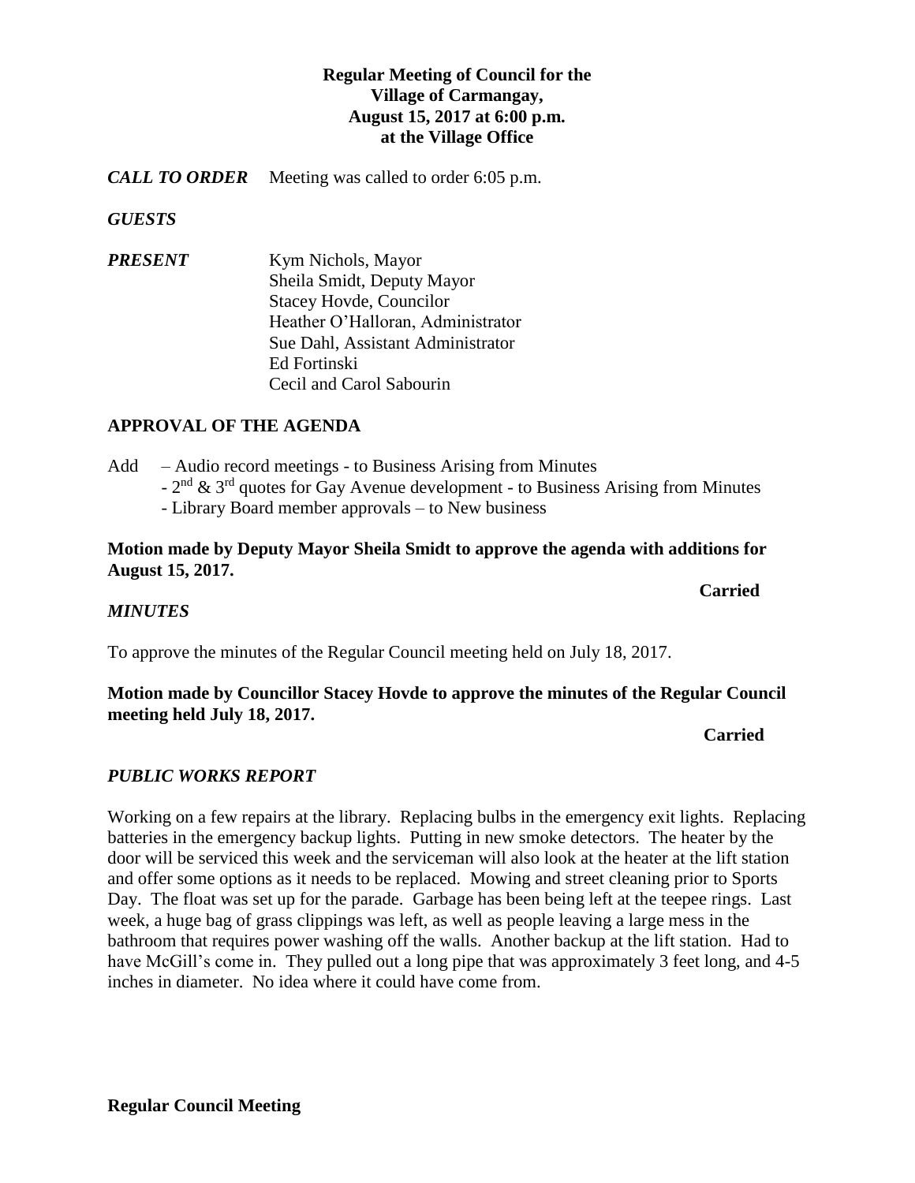**Regular Meeting of Council for the Village of Carmangay, August 15, 2017 at 6:00 p.m. at the Village Office**

***CALL TO ORDER*** Meeting was called to order 6:05 p.m.

***GUESTS***

***PRESENT***

Kym Nichols, Mayor
Sheila Smidt, Deputy Mayor
Stacey Hovde, Councilor
Heather O'Halloran, Administrator
Sue Dahl, Assistant Administrator
Ed Fortinski
Cecil and Carol Sabourin

## APPROVAL OF THE AGENDA

Add – Audio record meetings - to Business Arising from Minutes
- 2nd & 3rd quotes for Gay Avenue development - to Business Arising from Minutes
- Library Board member approvals – to New business

**Motion made by Deputy Mayor Sheila Smidt to approve the agenda with additions for August 15, 2017.**

**Carried**

***MINUTES***

To approve the minutes of the Regular Council meeting held on July 18, 2017.

**Motion made by Councillor Stacey Hovde to approve the minutes of the Regular Council meeting held July 18, 2017.**

**Carried**

***PUBLIC WORKS REPORT***

Working on a few repairs at the library. Replacing bulbs in the emergency exit lights. Replacing batteries in the emergency backup lights. Putting in new smoke detectors. The heater by the door will be serviced this week and the serviceman will also look at the heater at the lift station and offer some options as it needs to be replaced. Mowing and street cleaning prior to Sports Day. The float was set up for the parade. Garbage has been being left at the teepee rings. Last week, a huge bag of grass clippings was left, as well as people leaving a large mess in the bathroom that requires power washing off the walls. Another backup at the lift station. Had to have McGill's come in. They pulled out a long pipe that was approximately 3 feet long, and 4-5 inches in diameter. No idea where it could have come from.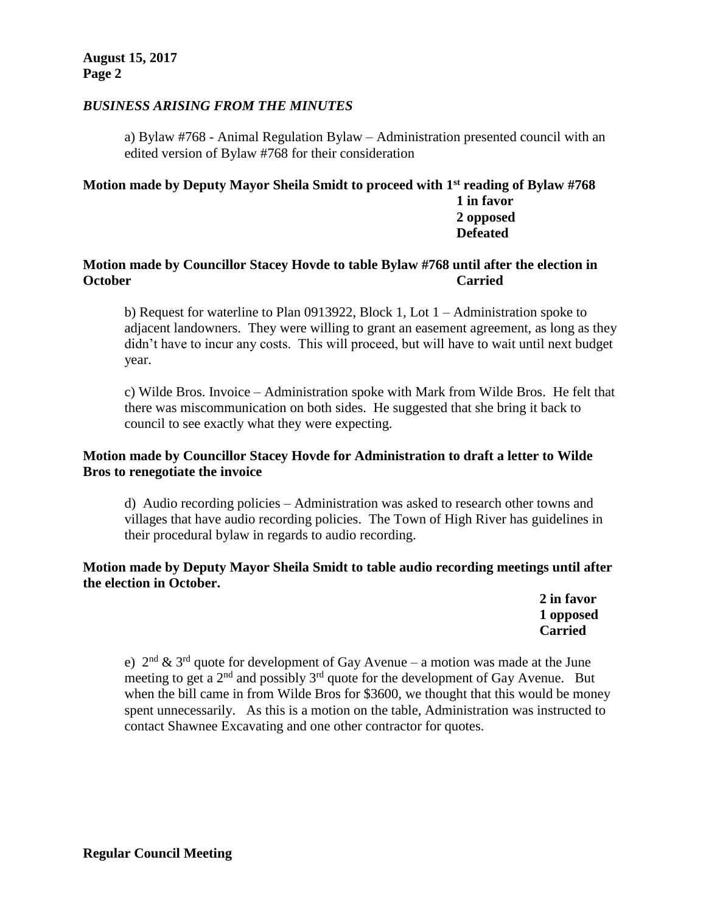## *BUSINESS ARISING FROM THE MINUTES*

a) Bylaw #768 - Animal Regulation Bylaw – Administration presented council with an edited version of Bylaw #768 for their consideration

**Motion made by Deputy Mayor Sheila Smidt to proceed with 1st reading of Bylaw #768**

**1 in favor**
**2 opposed**
**Defeated**

**Motion made by Councillor Stacey Hovde to table Bylaw #768 until after the election in October** **Carried**

b) Request for waterline to Plan 0913922, Block 1, Lot 1 – Administration spoke to adjacent landowners. They were willing to grant an easement agreement, as long as they didn't have to incur any costs. This will proceed, but will have to wait until next budget year.

c) Wilde Bros. Invoice – Administration spoke with Mark from Wilde Bros. He felt that there was miscommunication on both sides. He suggested that she bring it back to council to see exactly what they were expecting.

**Motion made by Councillor Stacey Hovde for Administration to draft a letter to Wilde Bros to renegotiate the invoice**

d) Audio recording policies – Administration was asked to research other towns and villages that have audio recording policies. The Town of High River has guidelines in their procedural bylaw in regards to audio recording.

**Motion made by Deputy Mayor Sheila Smidt to table audio recording meetings until after the election in October.**

**2 in favor**
**1 opposed**
**Carried**

e) 2nd & 3rd quote for development of Gay Avenue – a motion was made at the June meeting to get a 2nd and possibly 3rd quote for the development of Gay Avenue. But when the bill came in from Wilde Bros for $3600, we thought that this would be money spent unnecessarily. As this is a motion on the table, Administration was instructed to contact Shawnee Excavating and one other contractor for quotes.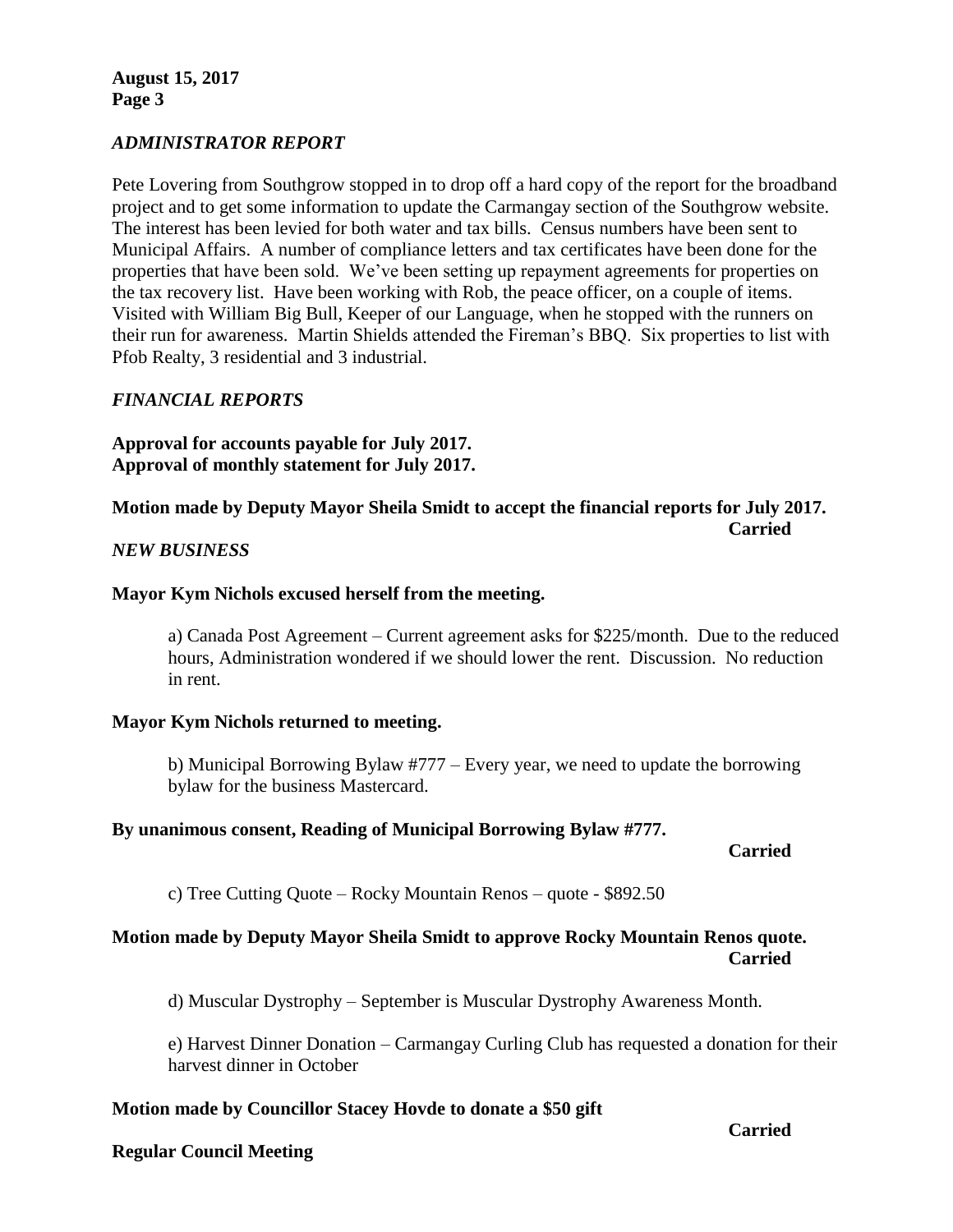## *ADMINISTRATOR REPORT*

Pete Lovering from Southgrow stopped in to drop off a hard copy of the report for the broadband project and to get some information to update the Carmangay section of the Southgrow website. The interest has been levied for both water and tax bills. Census numbers have been sent to Municipal Affairs. A number of compliance letters and tax certificates have been done for the properties that have been sold. We've been setting up repayment agreements for properties on the tax recovery list. Have been working with Rob, the peace officer, on a couple of items. Visited with William Big Bull, Keeper of our Language, when he stopped with the runners on their run for awareness. Martin Shields attended the Fireman's BBQ. Six properties to list with Pfob Realty, 3 residential and 3 industrial.

## *FINANCIAL REPORTS*

**Approval for accounts payable for July 2017.**
**Approval of monthly statement for July 2017.**

**Motion made by Deputy Mayor Sheila Smidt to accept the financial reports for July 2017.**
**Carried**

## *NEW BUSINESS*

**Mayor Kym Nichols excused herself from the meeting.**

a) Canada Post Agreement – Current agreement asks for $225/month. Due to the reduced hours, Administration wondered if we should lower the rent. Discussion. No reduction in rent.

**Mayor Kym Nichols returned to meeting.**

b) Municipal Borrowing Bylaw #777 – Every year, we need to update the borrowing bylaw for the business Mastercard.

**By unanimous consent, Reading of Municipal Borrowing Bylaw #777.**
**Carried**

c) Tree Cutting Quote – Rocky Mountain Renos – quote - $892.50

**Motion made by Deputy Mayor Sheila Smidt to approve Rocky Mountain Renos quote.**
**Carried**

d) Muscular Dystrophy – September is Muscular Dystrophy Awareness Month.

e) Harvest Dinner Donation – Carmangay Curling Club has requested a donation for their harvest dinner in October

**Motion made by Councillor Stacey Hovde to donate a $50 gift**
**Carried**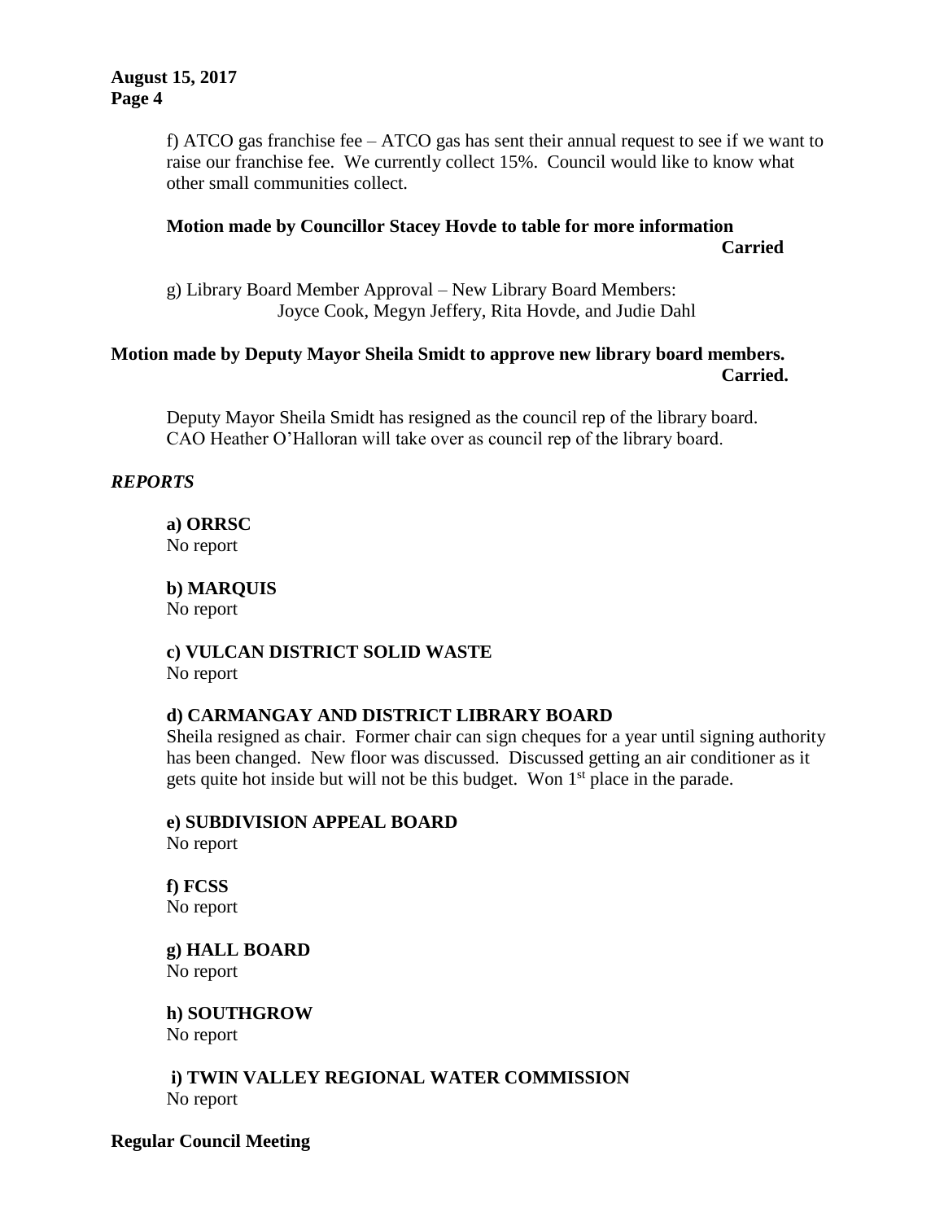f) ATCO gas franchise fee – ATCO gas has sent their annual request to see if we want to raise our franchise fee. We currently collect 15%. Council would like to know what other small communities collect.

**Motion made by Councillor Stacey Hovde to table for more information**

**Carried**

g) Library Board Member Approval – New Library Board Members: Joyce Cook, Megyn Jeffery, Rita Hovde, and Judie Dahl

**Motion made by Deputy Mayor Sheila Smidt to approve new library board members.**

**Carried.**

Deputy Mayor Sheila Smidt has resigned as the council rep of the library board. CAO Heather O'Halloran will take over as council rep of the library board.

### *REPORTS*

**a) ORRSC**
No report

**b) MARQUIS**
No report

**c) VULCAN DISTRICT SOLID WASTE**
No report

**d) CARMANGAY AND DISTRICT LIBRARY BOARD**
Sheila resigned as chair. Former chair can sign cheques for a year until signing authority has been changed. New floor was discussed. Discussed getting an air conditioner as it gets quite hot inside but will not be this budget. Won 1st place in the parade.

**e) SUBDIVISION APPEAL BOARD**
No report

**f) FCSS**
No report

**g) HALL BOARD**
No report

**h) SOUTHGROW**
No report

**i) TWIN VALLEY REGIONAL WATER COMMISSION**
No report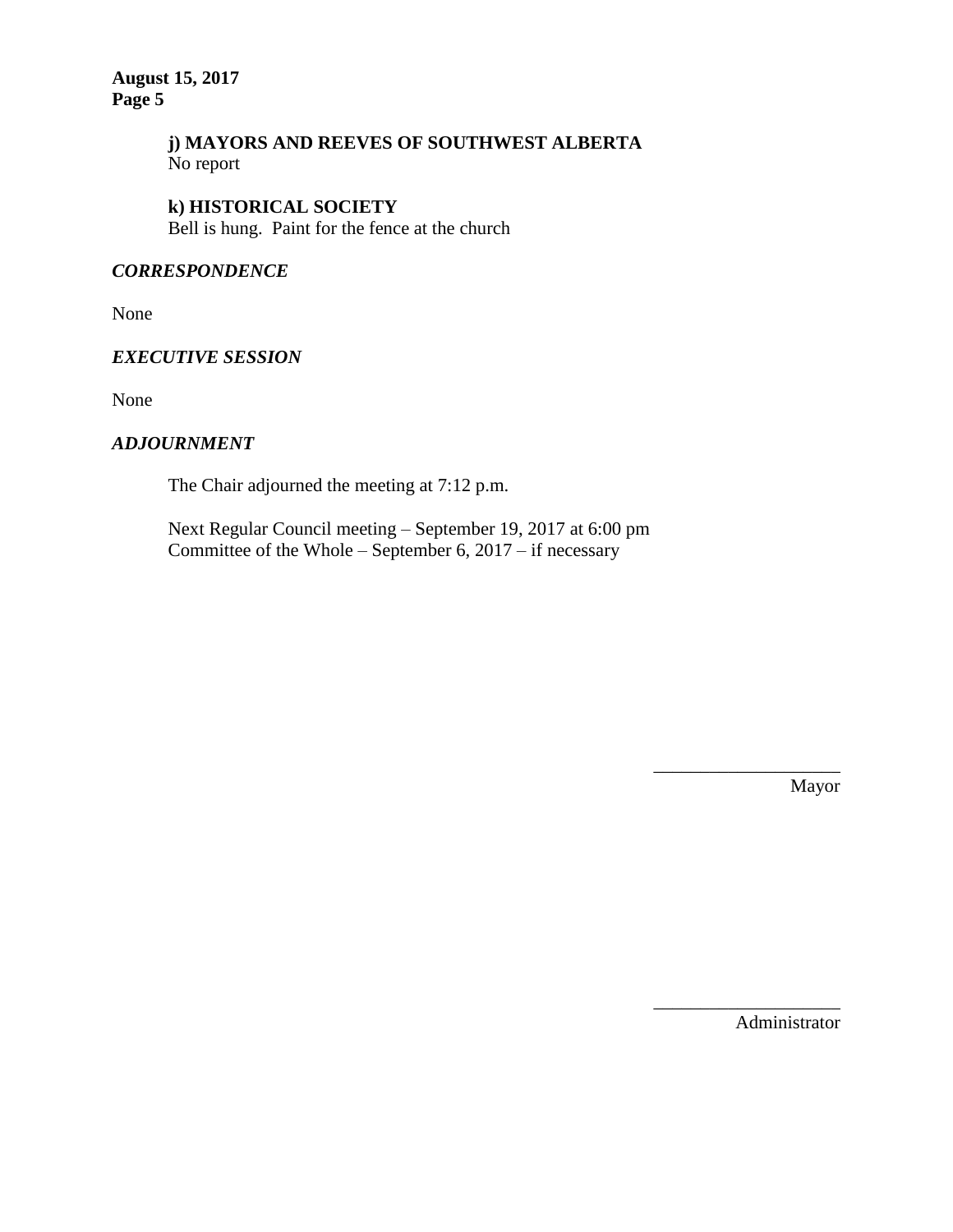**j) MAYORS AND REEVES OF SOUTHWEST ALBERTA**
No report

**k) HISTORICAL SOCIETY**
Bell is hung.  Paint for the fence at the church

***CORRESPONDENCE***

None

***EXECUTIVE SESSION***

None

***ADJOURNMENT***

The Chair adjourned the meeting at 7:12 p.m.

Next Regular Council meeting – September 19, 2017 at 6:00 pm
Committee of the Whole – September 6, 2017 – if necessary

____________________
Mayor

____________________
Administrator